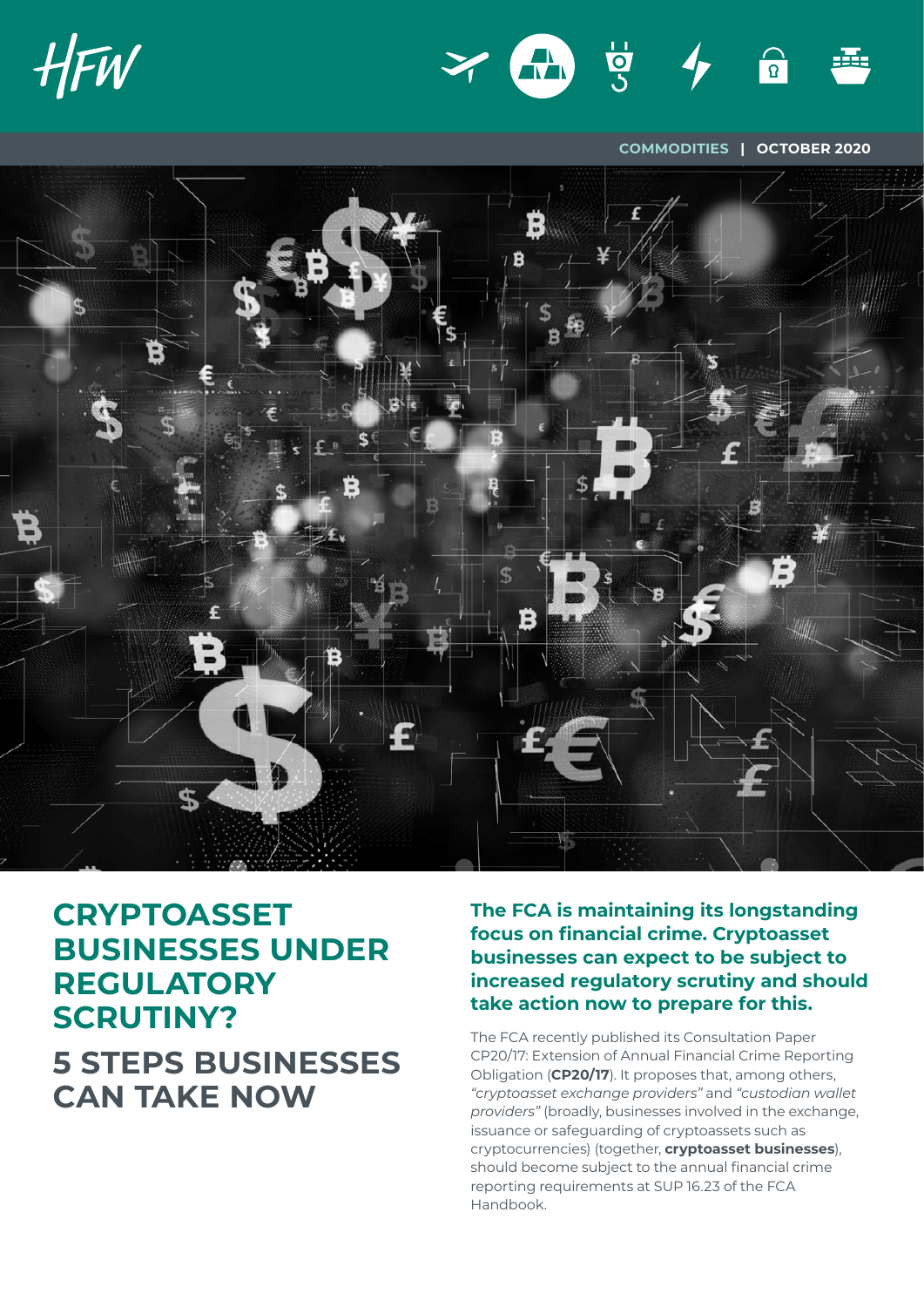COMMODITIES | OCTOBER 2020

# CRYPTOASSET BUSINESSES UNDER REGULATORY SCRUTINY?

## 5 STEPS BUSINESSES CAN TAKE NOW

**The FCA is maintaining its longstanding focus on financial crime. Cryptoasset businesses can expect to be subject to increased regulatory scrutiny and should take action now to prepare for this.**

The FCA recently published its Consultation Paper CP20/17: Extension of Annual Financial Crime Reporting Obligation (**CP20/17**). It proposes that, among others, *"cryptoasset exchange providers"* and *"custodian wallet providers"* (broadly, businesses involved in the exchange, issuance or safeguarding of cryptoassets such as cryptocurrencies) (together, **cryptoasset businesses**), should become subject to the annual financial crime reporting requirements at SUP 16.23 of the FCA Handbook.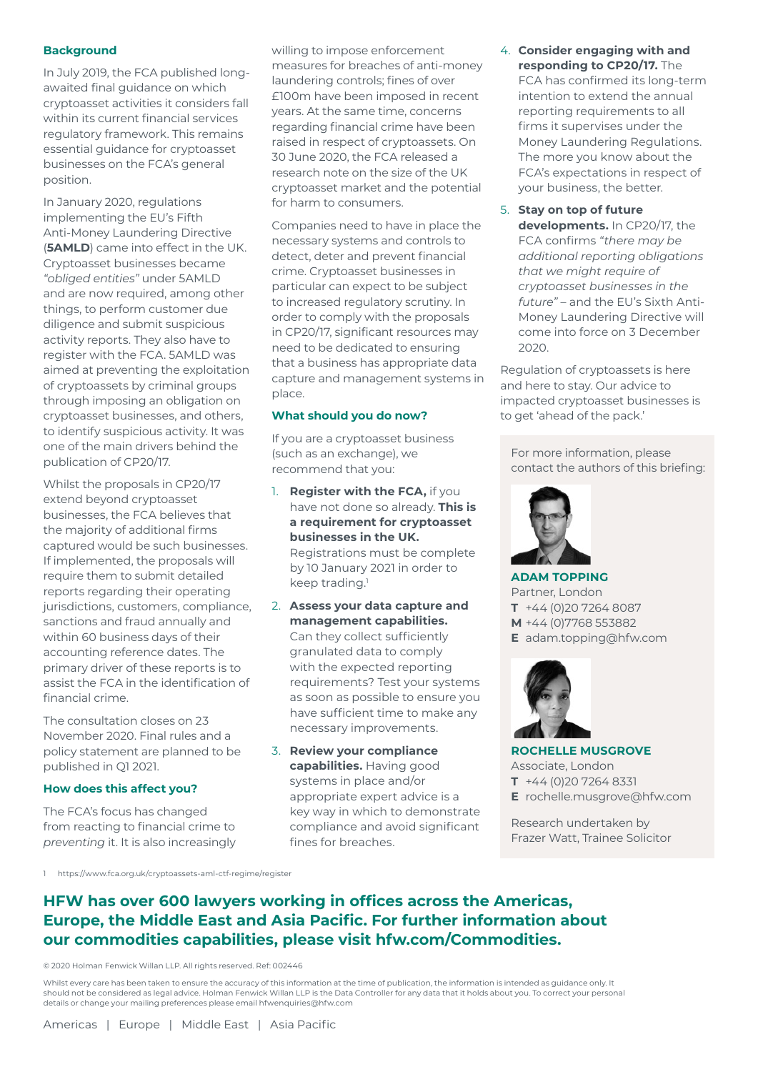## Background

In July 2019, the FCA published long-awaited final guidance on which cryptoasset activities it considers fall within its current financial services regulatory framework. This remains essential guidance for cryptoasset businesses on the FCA's general position.

In January 2020, regulations implementing the EU's Fifth Anti-Money Laundering Directive (**5AMLD**) came into effect in the UK. Cryptoasset businesses became *"obliged entities"* under 5AMLD and are now required, among other things, to perform customer due diligence and submit suspicious activity reports. They also have to register with the FCA. 5AMLD was aimed at preventing the exploitation of cryptoassets by criminal groups through imposing an obligation on cryptoasset businesses, and others, to identify suspicious activity. It was one of the main drivers behind the publication of CP20/17.

Whilst the proposals in CP20/17 extend beyond cryptoasset businesses, the FCA believes that the majority of additional firms captured would be such businesses. If implemented, the proposals will require them to submit detailed reports regarding their operating jurisdictions, customers, compliance, sanctions and fraud annually and within 60 business days of their accounting reference dates. The primary driver of these reports is to assist the FCA in the identification of financial crime.

The consultation closes on 23 November 2020. Final rules and a policy statement are planned to be published in Q1 2021.

## How does this affect you?

The FCA's focus has changed from reacting to financial crime to *preventing* it. It is also increasingly willing to impose enforcement measures for breaches of anti-money laundering controls; fines of over £100m have been imposed in recent years. At the same time, concerns regarding financial crime have been raised in respect of cryptoassets. On 30 June 2020, the FCA released a research note on the size of the UK cryptoasset market and the potential for harm to consumers.

Companies need to have in place the necessary systems and controls to detect, deter and prevent financial crime. Cryptoasset businesses in particular can expect to be subject to increased regulatory scrutiny. In order to comply with the proposals in CP20/17, significant resources may need to be dedicated to ensuring that a business has appropriate data capture and management systems in place.

## What should you do now?

If you are a cryptoasset business (such as an exchange), we recommend that you:

1. **Register with the FCA,** if you have not done so already. **This is a requirement for cryptoasset businesses in the UK.** Registrations must be complete by 10 January 2021 in order to keep trading.[1]
2. **Assess your data capture and management capabilities.** Can they collect sufficiently granulated data to comply with the expected reporting requirements? Test your systems as soon as possible to ensure you have sufficient time to make any necessary improvements.
3. **Review your compliance capabilities.** Having good systems in place and/or appropriate expert advice is a key way in which to demonstrate compliance and avoid significant fines for breaches.
4. **Consider engaging with and responding to CP20/17.** The FCA has confirmed its long-term intention to extend the annual reporting requirements to all firms it supervises under the Money Laundering Regulations. The more you know about the FCA's expectations in respect of your business, the better.
5. **Stay on top of future developments.** In CP20/17, the FCA confirms *"there may be additional reporting obligations that we might require of cryptoasset businesses in the future"* – and the EU's Sixth Anti-Money Laundering Directive will come into force on 3 December 2020.

Regulation of cryptoassets is here and here to stay. Our advice to impacted cryptoasset businesses is to get 'ahead of the pack.'

For more information, please contact the authors of this briefing:

**ADAM TOPPING**
Partner, London
**T** +44 (0)20 7264 8087
**M** +44 (0)7768 553882
**E** adam.topping@hfw.com

**ROCHELLE MUSGROVE**
Associate, London
**T** +44 (0)20 7264 8331
**E** rochelle.musgrove@hfw.com

Research undertaken by Frazer Watt, Trainee Solicitor

1 https://www.fca.org.uk/cryptoassets-aml-ctf-regime/register

**HFW has over 600 lawyers working in offices across the Americas, Europe, the Middle East and Asia Pacific. For further information about our commodities capabilities, please visit hfw.com/Commodities.**

© 2020 Holman Fenwick Willan LLP. All rights reserved. Ref: 002446

Whilst every care has been taken to ensure the accuracy of this information at the time of publication, the information is intended as guidance only. It should not be considered as legal advice. Holman Fenwick Willan LLP is the Data Controller for any data that it holds about you. To correct your personal details or change your mailing preferences please email hfwenquiries@hfw.com

Americas | Europe | Middle East | Asia Pacific